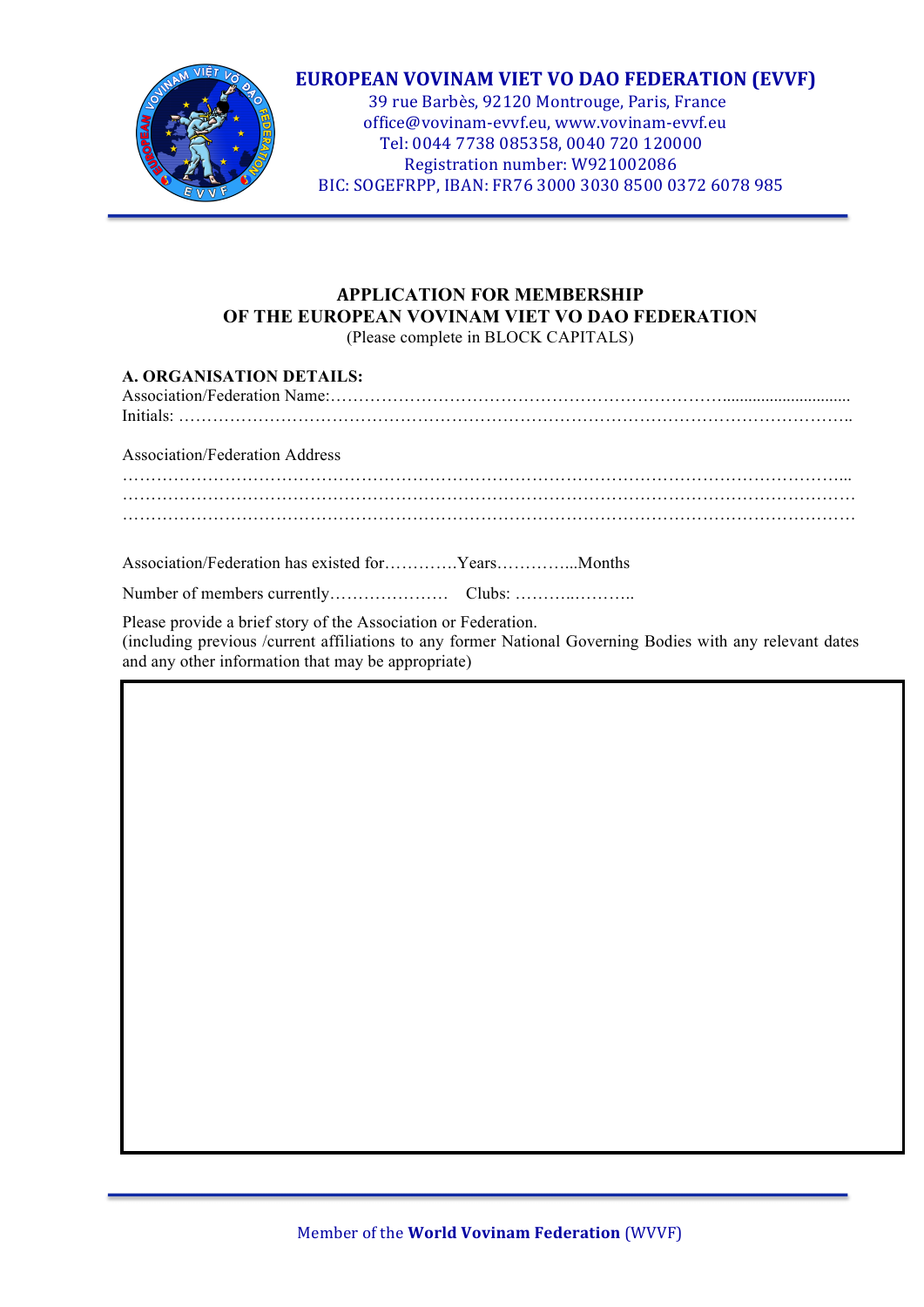# EUROPEAN VOVINAM VIET VO DAO FEDERATION (EVVF)

39 rue Barbès, 92120 Montrouge, Paris, France
office@vovinam-evvf.eu, www.vovinam-evvf.eu
Tel: 0044 7738 085358, 0040 720 120000
Registration number: W921002086
BIC: SOGEFRPP, IBAN: FR76 3000 3030 8500 0372 6078 985

## APPLICATION FOR MEMBERSHIP OF THE EUROPEAN VOVINAM VIET VO DAO FEDERATION

(Please complete in BLOCK CAPITALS)

### A. ORGANISATION DETAILS:

Association/Federation Name:……………………………………………………………………………………………

Initials: ……………………………………………………………………………………………………………………..

Association/Federation Address

……………………………………………………………………………………………………………………………...

……………………………………………………………………………………………………………………………

……………………………………………………………………………………………………………………………

Association/Federation has existed for………….Years…………...Months

Number of members currently………………… Clubs: ………..………..

Please provide a brief story of the Association or Federation.
(including previous /current affiliations to any former National Governing Bodies with any relevant dates and any other information that may be appropriate)

| |
|---|
| |

Member of the **World Vovinam Federation** (WVVF)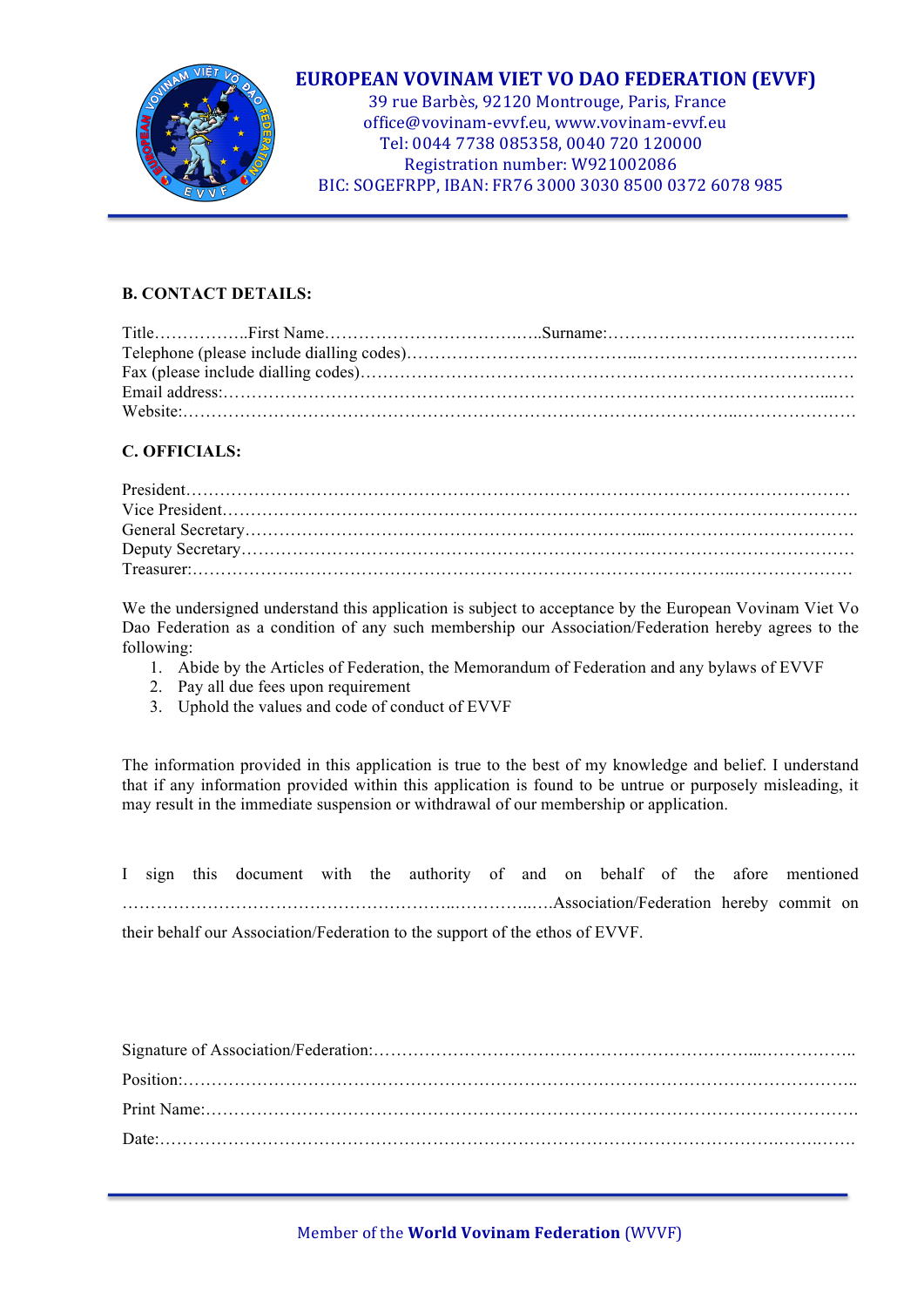# EUROPEAN VOVINAM VIET VO DAO FEDERATION (EVVF)

39 rue Barbès, 92120 Montrouge, Paris, France
office@vovinam-evvf.eu, www.vovinam-evvf.eu
Tel: 0044 7738 085358, 0040 720 120000
Registration number: W921002086
BIC: SOGEFRPP, IBAN: FR76 3000 3030 8500 0372 6078 985

**B. CONTACT DETAILS:**

Title……………..First Name………………………………..Surname:……………………………………..
Telephone (please include dialling codes)……………………………………………………………………
Fax (please include dialling codes)……………………………………………………………………………
Email address:…………………………………………………………………………………………………
Website:………………………………………………………………………………………………………

**C. OFFICIALS:**

President………………………………………………………………………………………………………
Vice President…………………………………………………………………………………………………
General Secretary………………………………………………………………………………………………
Deputy Secretary………………………………………………………………………………………………
Treasurer:………………………………………………………………………………………………………

We the undersigned understand this application is subject to acceptance by the European Vovinam Viet Vo Dao Federation as a condition of any such membership our Association/Federation hereby agrees to the following:

1. Abide by the Articles of Federation, the Memorandum of Federation and any bylaws of EVVF
2. Pay all due fees upon requirement
3. Uphold the values and code of conduct of EVVF

The information provided in this application is true to the best of my knowledge and belief. I understand that if any information provided within this application is found to be untrue or purposely misleading, it may result in the immediate suspension or withdrawal of our membership or application.

I sign this document with the authority of and on behalf of the afore mentioned ……………………………………………………………………….Association/Federation hereby commit on their behalf our Association/Federation to the support of the ethos of EVVF.

Signature of Association/Federation:……………………………………………………………………

Position:………………………………………………………………………………………………………

Print Name:……………………………………………………………………………………………………

Date:…………………………………………………………………………………………………………

Member of the **World Vovinam Federation** (WVVF)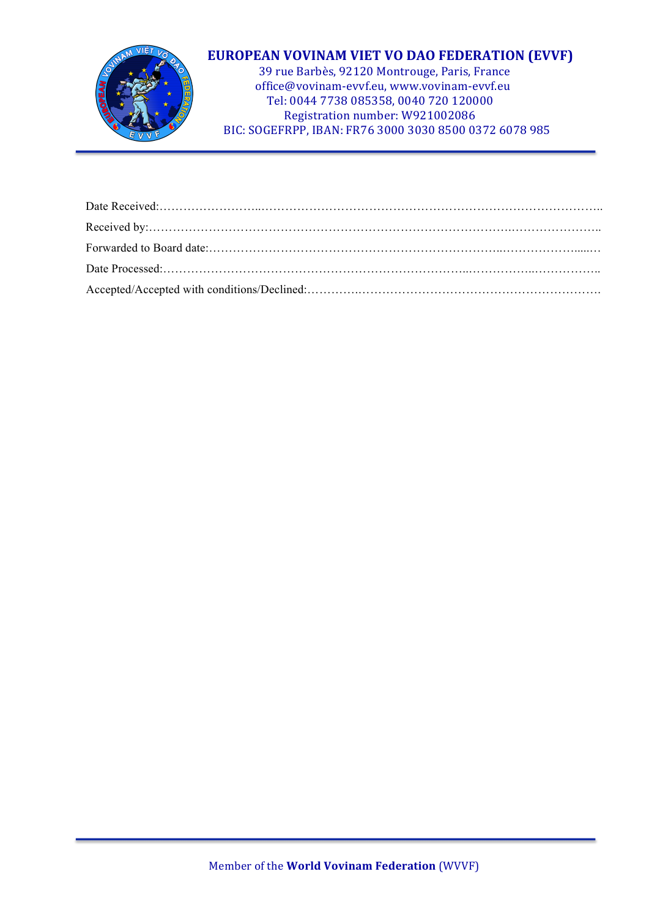Date Received:……………………..……………………………………………………………………………..

Received by:…………………………………………………………………………….…………………..

Forwarded to Board date:………………………………………………………………..………………......…

Date Processed:…………………………………………………………………...……………..……………..

Accepted/Accepted with conditions/Declined:………….……………………………………………………….